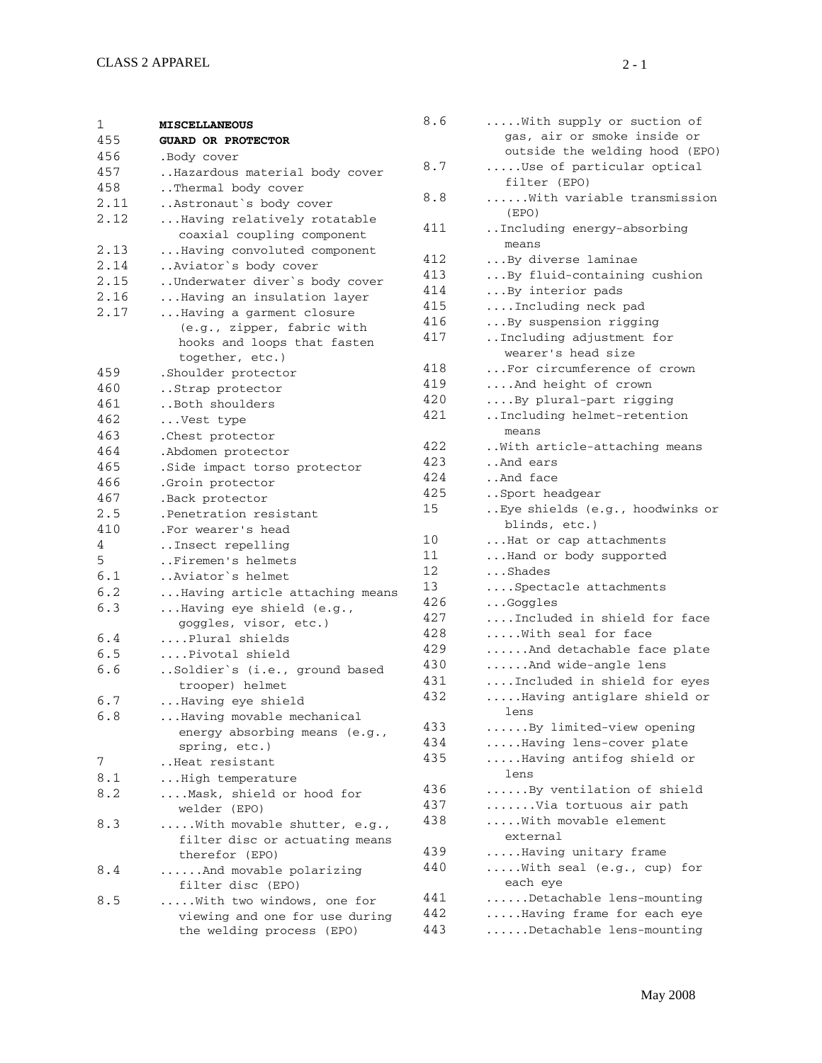# CLASS 2 APPAREL

| | |
|---|---|
| 1 | **MISCELLANEOUS** |
| 455 | **GUARD OR PROTECTOR** |
| 456 | .Body cover |
| 457 | ..Hazardous material body cover |
| 458 | ..Thermal body cover |
| 2.11 | ..Astronaut`s body cover |
| 2.12 | ...Having relatively rotatable coaxial coupling component |
| 2.13 | ...Having convoluted component |
| 2.14 | ..Aviator`s body cover |
| 2.15 | ..Underwater diver`s body cover |
| 2.16 | ...Having an insulation layer |
| 2.17 | ...Having a garment closure (e.g., zipper, fabric with hooks and loops that fasten together, etc.) |
| 459 | .Shoulder protector |
| 460 | ..Strap protector |
| 461 | ..Both shoulders |
| 462 | ...Vest type |
| 463 | .Chest protector |
| 464 | .Abdomen protector |
| 465 | .Side impact torso protector |
| 466 | .Groin protector |
| 467 | .Back protector |
| 2.5 | .Penetration resistant |
| 410 | .For wearer's head |
| 4 | ..Insect repelling |
| 5 | ..Firemen's helmets |
| 6.1 | ..Aviator`s helmet |
| 6.2 | ...Having article attaching means |
| 6.3 | ...Having eye shield (e.g., goggles, visor, etc.) |
| 6.4 | ....Plural shields |
| 6.5 | ....Pivotal shield |
| 6.6 | ..Soldier`s (i.e., ground based trooper) helmet |
| 6.7 | ...Having eye shield |
| 6.8 | ...Having movable mechanical energy absorbing means (e.g., spring, etc.) |
| 7 | ..Heat resistant |
| 8.1 | ...High temperature |
| 8.2 | ....Mask, shield or hood for welder (EPO) |
| 8.3 | .....With movable shutter, e.g., filter disc or actuating means therefor (EPO) |
| 8.4 | ......And movable polarizing filter disc (EPO) |
| 8.5 | .....With two windows, one for viewing and one for use during the welding process (EPO) |
| 8.6 | .....With supply or suction of gas, air or smoke inside or outside the welding hood (EPO) |
| 8.7 | .....Use of particular optical filter (EPO) |
| 8.8 | ......With variable transmission (EPO) |
| 411 | ..Including energy-absorbing means |
| 412 | ...By diverse laminae |
| 413 | ...By fluid-containing cushion |
| 414 | ...By interior pads |
| 415 | ....Including neck pad |
| 416 | ...By suspension rigging |
| 417 | ..Including adjustment for wearer's head size |
| 418 | ...For circumference of crown |
| 419 | ....And height of crown |
| 420 | ....By plural-part rigging |
| 421 | ..Including helmet-retention means |
| 422 | ..With article-attaching means |
| 423 | ..And ears |
| 424 | ..And face |
| 425 | ..Sport headgear |
| 15 | ..Eye shields (e.g., hoodwinks or blinds, etc.) |
| 10 | ...Hat or cap attachments |
| 11 | ...Hand or body supported |
| 12 | ...Shades |
| 13 | ....Spectacle attachments |
| 426 | ...Goggles |
| 427 | ....Included in shield for face |
| 428 | .....With seal for face |
| 429 | ......And detachable face plate |
| 430 | ......And wide-angle lens |
| 431 | ....Included in shield for eyes |
| 432 | .....Having antiglare shield or lens |
| 433 | ......By limited-view opening |
| 434 | .....Having lens-cover plate |
| 435 | .....Having antifog shield or lens |
| 436 | ......By ventilation of shield |
| 437 | .......Via tortuous air path |
| 438 | .....With movable element external |
| 439 | .....Having unitary frame |
| 440 | .....With seal (e.g., cup) for each eye |
| 441 | ......Detachable lens-mounting |
| 442 | .....Having frame for each eye |
| 443 | ......Detachable lens-mounting |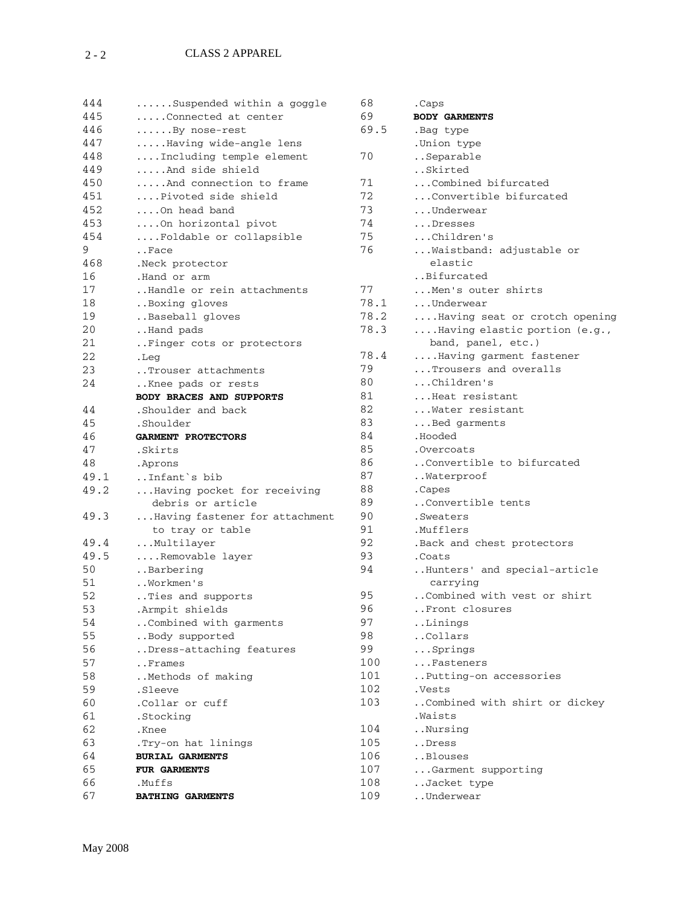| | |
|---|---|
| 444 | ......Suspended within a goggle |
| 445 | .....Connected at center |
| 446 | ......By nose-rest |
| 447 | .....Having wide-angle lens |
| 448 | ....Including temple element |
| 449 | .....And side shield |
| 450 | .....And connection to frame |
| 451 | ....Pivoted side shield |
| 452 | ....On head band |
| 453 | ....On horizontal pivot |
| 454 | ....Foldable or collapsible |
| 9 | ..Face |
| 468 | .Neck protector |
| 16 | .Hand or arm |
| 17 | ..Handle or rein attachments |
| 18 | ..Boxing gloves |
| 19 | ..Baseball gloves |
| 20 | ..Hand pads |
| 21 | ..Finger cots or protectors |
| 22 | .Leg |
| 23 | ..Trouser attachments |
| 24 | ..Knee pads or rests |
| | **BODY BRACES AND SUPPORTS** |
| 44 | .Shoulder and back |
| 45 | .Shoulder |
| 46 | **GARMENT PROTECTORS** |
| 47 | .Skirts |
| 48 | .Aprons |
| 49.1 | ..Infant`s bib |
| 49.2 | ...Having pocket for receiving debris or article |
| 49.3 | ...Having fastener for attachment to tray or table |
| 49.4 | ...Multilayer |
| 49.5 | ....Removable layer |
| 50 | ..Barbering |
| 51 | ..Workmen's |
| 52 | ..Ties and supports |
| 53 | .Armpit shields |
| 54 | ..Combined with garments |
| 55 | ..Body supported |
| 56 | ..Dress-attaching features |
| 57 | ..Frames |
| 58 | ..Methods of making |
| 59 | .Sleeve |
| 60 | .Collar or cuff |
| 61 | .Stocking |
| 62 | .Knee |
| 63 | .Try-on hat linings |
| 64 | **BURIAL GARMENTS** |
| 65 | **FUR GARMENTS** |
| 66 | .Muffs |
| 67 | **BATHING GARMENTS** |
| 68 | .Caps |
| 69 | **BODY GARMENTS** |
| 69.5 | .Bag type |
| | .Union type |
| 70 | ..Separable |
| | ..Skirted |
| 71 | ...Combined bifurcated |
| 72 | ...Convertible bifurcated |
| 73 | ...Underwear |
| 74 | ...Dresses |
| 75 | ...Children's |
| 76 | ...Waistband: adjustable or elastic |
| | ..Bifurcated |
| 77 | ...Men's outer shirts |
| 78.1 | ...Underwear |
| 78.2 | ....Having seat or crotch opening |
| 78.3 | ....Having elastic portion (e.g., band, panel, etc.) |
| 78.4 | ....Having garment fastener |
| 79 | ...Trousers and overalls |
| 80 | ...Children's |
| 81 | ...Heat resistant |
| 82 | ...Water resistant |
| 83 | ...Bed garments |
| 84 | .Hooded |
| 85 | .Overcoats |
| 86 | ..Convertible to bifurcated |
| 87 | ..Waterproof |
| 88 | .Capes |
| 89 | ..Convertible tents |
| 90 | .Sweaters |
| 91 | .Mufflers |
| 92 | .Back and chest protectors |
| 93 | .Coats |
| 94 | ..Hunters' and special-article carrying |
| 95 | ..Combined with vest or shirt |
| 96 | ..Front closures |
| 97 | ..Linings |
| 98 | ..Collars |
| 99 | ...Springs |
| 100 | ...Fasteners |
| 101 | ..Putting-on accessories |
| 102 | .Vests |
| 103 | ..Combined with shirt or dickey |
| | .Waists |
| 104 | ..Nursing |
| 105 | ..Dress |
| 106 | ..Blouses |
| 107 | ...Garment supporting |
| 108 | ..Jacket type |
| 109 | ..Underwear |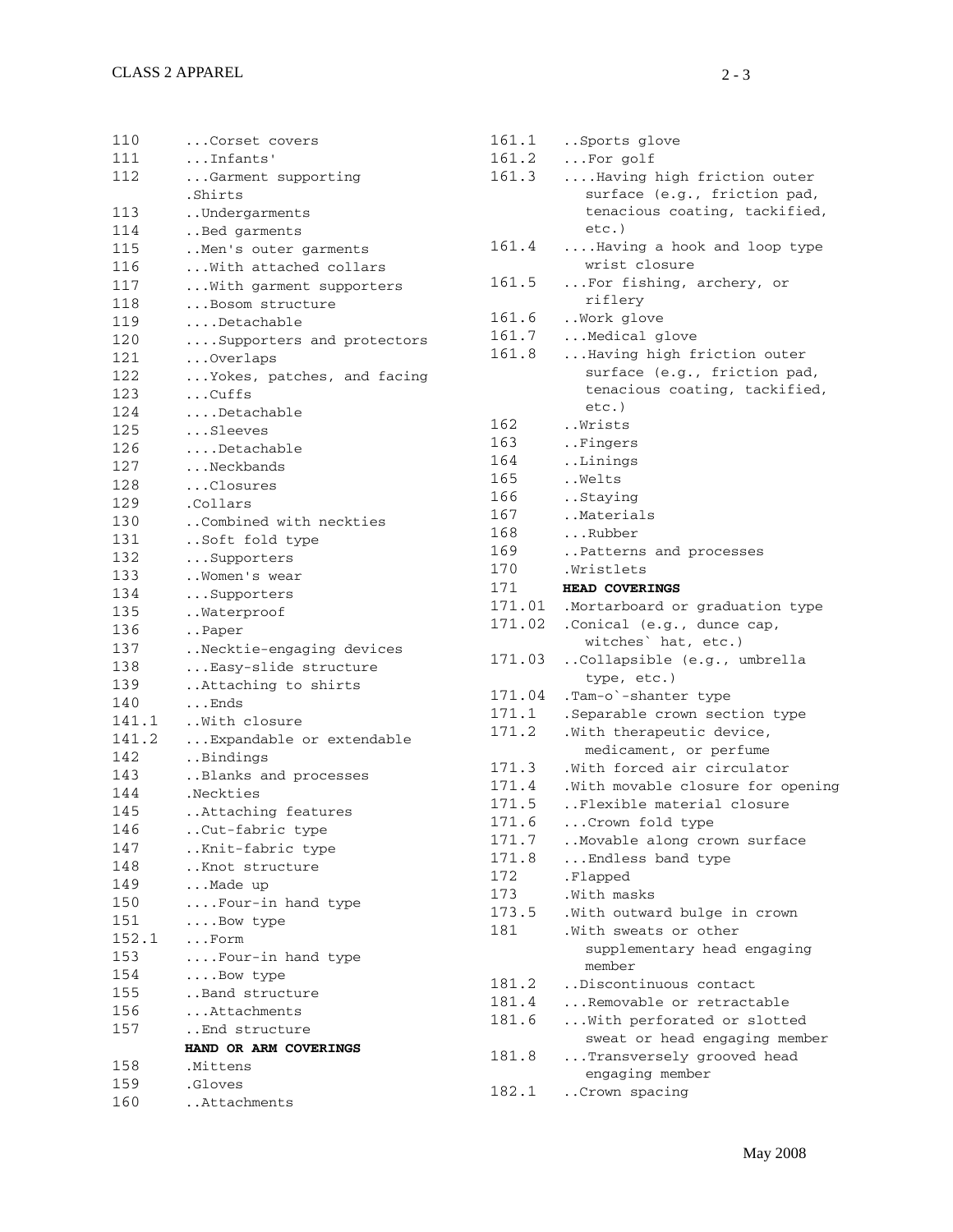110 ...Corset covers
111 ...Infants'
112 ...Garment supporting
.Shirts
113 ..Undergarments
114 ..Bed garments
115 ..Men's outer garments
116 ...With attached collars
117 ...With garment supporters
118 ...Bosom structure
119 ....Detachable
120 ....Supporters and protectors
121 ...Overlaps
122 ...Yokes, patches, and facing
123 ...Cuffs
124 ....Detachable
125 ...Sleeves
126 ....Detachable
127 ...Neckbands
128 ...Closures
129 .Collars
130 ..Combined with neckties
131 ..Soft fold type
132 ...Supporters
133 ..Women's wear
134 ...Supporters
135 ..Waterproof
136 ..Paper
137 ..Necktie-engaging devices
138 ...Easy-slide structure
139 ..Attaching to shirts
140 ...Ends
141.1 ..With closure
141.2 ...Expandable or extendable
142 ..Bindings
143 ..Blanks and processes
144 .Neckties
145 ..Attaching features
146 ..Cut-fabric type
147 ..Knit-fabric type
148 ..Knot structure
149 ...Made up
150 ....Four-in hand type
151 ....Bow type
152.1 ...Form
153 ....Four-in hand type
154 ....Bow type
155 ..Band structure
156 ...Attachments
157 ..End structure

**HAND OR ARM COVERINGS**

158 .Mittens
159 .Gloves
160 ..Attachments
161.1 ..Sports glove
161.2 ...For golf
161.3 ....Having high friction outer surface (e.g., friction pad, tenacious coating, tackified, etc.)
161.4 ....Having a hook and loop type wrist closure
161.5 ...For fishing, archery, or riflery
161.6 ..Work glove
161.7 ...Medical glove
161.8 ...Having high friction outer surface (e.g., friction pad, tenacious coating, tackified, etc.)
162 ..Wrists
163 ..Fingers
164 ..Linings
165 ..Welts
166 ..Staying
167 ..Materials
168 ...Rubber
169 ..Patterns and processes
170 .Wristlets

171 **HEAD COVERINGS**

171.01 .Mortarboard or graduation type
171.02 .Conical (e.g., dunce cap, witches` hat, etc.)
171.03 ..Collapsible (e.g., umbrella type, etc.)
171.04 .Tam-o`-shanter type
171.1 .Separable crown section type
171.2 .With therapeutic device, medicament, or perfume
171.3 .With forced air circulator
171.4 .With movable closure for opening
171.5 ..Flexible material closure
171.6 ...Crown fold type
171.7 ..Movable along crown surface
171.8 ...Endless band type
172 .Flapped
173 .With masks
173.5 .With outward bulge in crown
181 .With sweats or other supplementary head engaging member
181.2 ..Discontinuous contact
181.4 ...Removable or retractable
181.6 ...With perforated or slotted sweat or head engaging member
181.8 ...Transversely grooved head engaging member
182.1 ..Crown spacing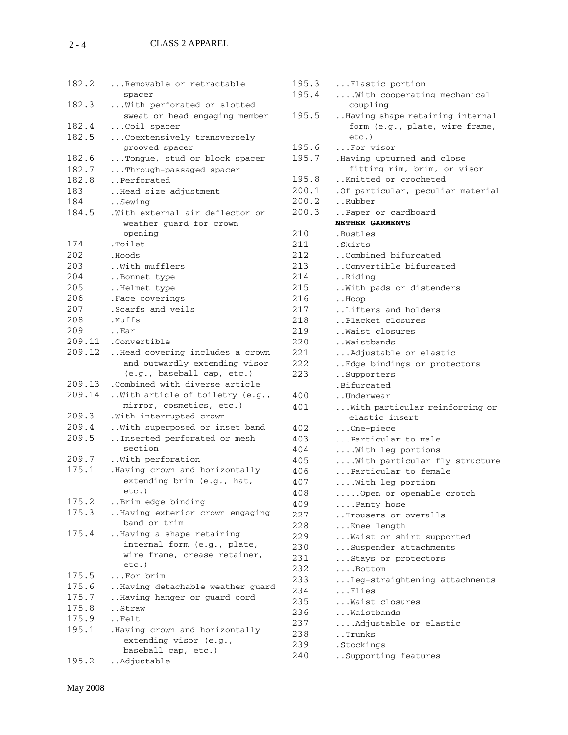| | |
|---|---|
| 182.2 | ...Removable or retractable spacer |
| 182.3 | ...With perforated or slotted sweat or head engaging member |
| 182.4 | ...Coil spacer |
| 182.5 | ...Coextensively transversely grooved spacer |
| 182.6 | ...Tongue, stud or block spacer |
| 182.7 | ...Through-passaged spacer |
| 182.8 | ..Perforated |
| 183 | ..Head size adjustment |
| 184 | ..Sewing |
| 184.5 | .With external air deflector or weather guard for crown opening |
| 174 | .Toilet |
| 202 | .Hoods |
| 203 | ..With mufflers |
| 204 | ..Bonnet type |
| 205 | ..Helmet type |
| 206 | .Face coverings |
| 207 | .Scarfs and veils |
| 208 | .Muffs |
| 209 | ..Ear |
| 209.11 | .Convertible |
| 209.12 | ..Head covering includes a crown and outwardly extending visor (e.g., baseball cap, etc.) |
| 209.13 | .Combined with diverse article |
| 209.14 | ..With article of toiletry (e.g., mirror, cosmetics, etc.) |
| 209.3 | .With interrupted crown |
| 209.4 | ..With superposed or inset band |
| 209.5 | ..Inserted perforated or mesh section |
| 209.7 | ..With perforation |
| 175.1 | .Having crown and horizontally extending brim (e.g., hat, etc.) |
| 175.2 | ..Brim edge binding |
| 175.3 | ..Having exterior crown engaging band or trim |
| 175.4 | ..Having a shape retaining internal form (e.g., plate, wire frame, crease retainer, etc.) |
| 175.5 | ...For brim |
| 175.6 | ..Having detachable weather guard |
| 175.7 | ..Having hanger or guard cord |
| 175.8 | ..Straw |
| 175.9 | ..Felt |
| 195.1 | .Having crown and horizontally extending visor (e.g., baseball cap, etc.) |
| 195.2 | ..Adjustable |
| 195.3 | ...Elastic portion |
| 195.4 | ....With cooperating mechanical coupling |
| 195.5 | ..Having shape retaining internal form (e.g., plate, wire frame, etc.) |
| 195.6 | ...For visor |
| 195.7 | .Having upturned and close fitting rim, brim, or visor |
| 195.8 | ..Knitted or crocheted |
| 200.1 | .Of particular, peculiar material |
| 200.2 | ..Rubber |
| 200.3 | ..Paper or cardboard |
| | **NETHER GARMENTS** |
| 210 | .Bustles |
| 211 | .Skirts |
| 212 | ..Combined bifurcated |
| 213 | ..Convertible bifurcated |
| 214 | ..Riding |
| 215 | ..With pads or distenders |
| 216 | ..Hoop |
| 217 | ..Lifters and holders |
| 218 | ..Placket closures |
| 219 | ..Waist closures |
| 220 | ..Waistbands |
| 221 | ...Adjustable or elastic |
| 222 | ..Edge bindings or protectors |
| 223 | ..Supporters |
| | .Bifurcated |
| 400 | ..Underwear |
| 401 | ...With particular reinforcing or elastic insert |
| 402 | ...One-piece |
| 403 | ...Particular to male |
| 404 | ....With leg portions |
| 405 | ....With particular fly structure |
| 406 | ...Particular to female |
| 407 | ....With leg portion |
| 408 | .....Open or openable crotch |
| 409 | ....Panty hose |
| 227 | ..Trousers or overalls |
| 228 | ...Knee length |
| 229 | ...Waist or shirt supported |
| 230 | ...Suspender attachments |
| 231 | ...Stays or protectors |
| 232 | ....Bottom |
| 233 | ...Leg-straightening attachments |
| 234 | ...Flies |
| 235 | ...Waist closures |
| 236 | ...Waistbands |
| 237 | ....Adjustable or elastic |
| 238 | ..Trunks |
| 239 | .Stockings |
| 240 | ..Supporting features |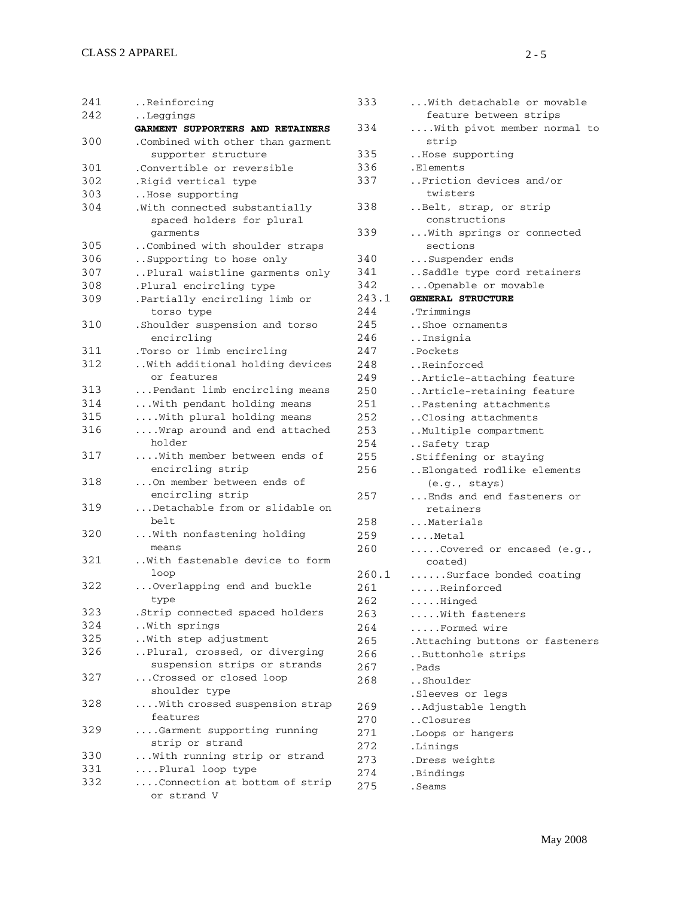| | |
|---|---|
| 241 | ..Reinforcing |
| 242 | ..Leggings |
| | **GARMENT SUPPORTERS AND RETAINERS** |
| 300 | .Combined with other than garment supporter structure |
| 301 | .Convertible or reversible |
| 302 | .Rigid vertical type |
| 303 | ..Hose supporting |
| 304 | .With connected substantially spaced holders for plural garments |
| 305 | ..Combined with shoulder straps |
| 306 | ..Supporting to hose only |
| 307 | ..Plural waistline garments only |
| 308 | .Plural encircling type |
| 309 | .Partially encircling limb or torso type |
| 310 | .Shoulder suspension and torso encircling |
| 311 | .Torso or limb encircling |
| 312 | ..With additional holding devices or features |
| 313 | ...Pendant limb encircling means |
| 314 | ...With pendant holding means |
| 315 | ....With plural holding means |
| 316 | ....Wrap around and end attached holder |
| 317 | ....With member between ends of encircling strip |
| 318 | ...On member between ends of encircling strip |
| 319 | ...Detachable from or slidable on belt |
| 320 | ...With nonfastening holding means |
| 321 | ..With fastenable device to form loop |
| 322 | ...Overlapping end and buckle type |
| 323 | .Strip connected spaced holders |
| 324 | ..With springs |
| 325 | ..With step adjustment |
| 326 | ..Plural, crossed, or diverging suspension strips or strands |
| 327 | ...Crossed or closed loop shoulder type |
| 328 | ....With crossed suspension strap features |
| 329 | ....Garment supporting running strip or strand |
| 330 | ...With running strip or strand |
| 331 | ....Plural loop type |
| 332 | ....Connection at bottom of strip or strand V |
| 333 | ...With detachable or movable feature between strips |
| 334 | ....With pivot member normal to strip |
| 335 | ..Hose supporting |
| 336 | .Elements |
| 337 | ..Friction devices and/or twisters |
| 338 | ..Belt, strap, or strip constructions |
| 339 | ...With springs or connected sections |
| 340 | ...Suspender ends |
| 341 | ..Saddle type cord retainers |
| 342 | ...Openable or movable |
| 243.1 | **GENERAL STRUCTURE** |
| 244 | .Trimmings |
| 245 | ..Shoe ornaments |
| 246 | ..Insignia |
| 247 | .Pockets |
| 248 | ..Reinforced |
| 249 | ..Article-attaching feature |
| 250 | ..Article-retaining feature |
| 251 | ..Fastening attachments |
| 252 | ..Closing attachments |
| 253 | ..Multiple compartment |
| 254 | ..Safety trap |
| 255 | .Stiffening or staying |
| 256 | ..Elongated rodlike elements (e.g., stays) |
| 257 | ...Ends and end fasteners or retainers |
| 258 | ...Materials |
| 259 | ....Metal |
| 260 | .....Covered or encased (e.g., coated) |
| 260.1 | ......Surface bonded coating |
| 261 | .....Reinforced |
| 262 | .....Hinged |
| 263 | .....With fasteners |
| 264 | .....Formed wire |
| 265 | .Attaching buttons or fasteners |
| 266 | ..Buttonhole strips |
| 267 | .Pads |
| 268 | ..Shoulder |
| | .Sleeves or legs |
| 269 | ..Adjustable length |
| 270 | ..Closures |
| 271 | .Loops or hangers |
| 272 | .Linings |
| 273 | .Dress weights |
| 274 | .Bindings |
| 275 | .Seams |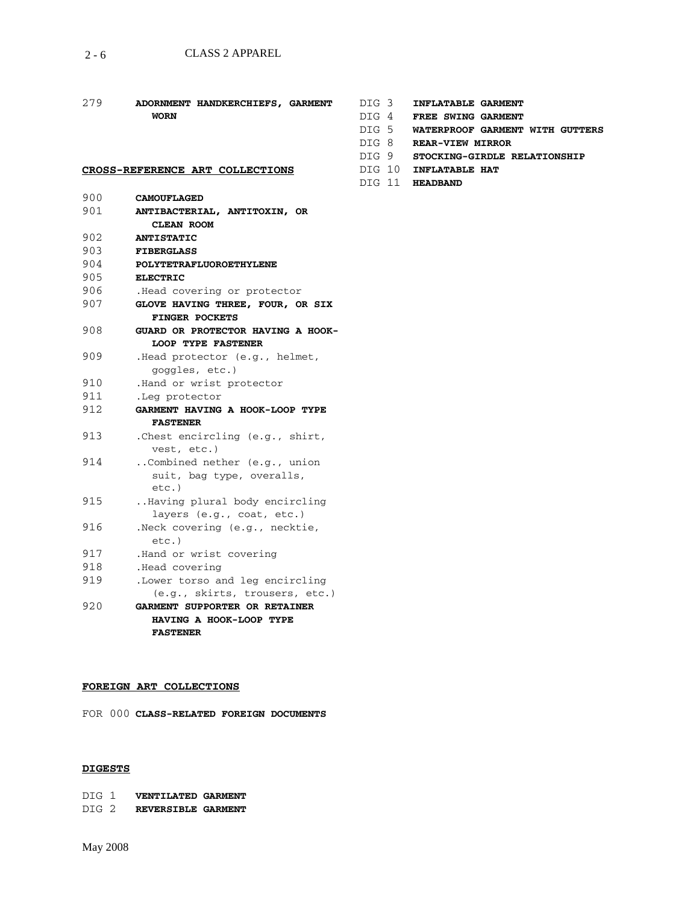279 **ADORNMENT HANDKERCHIEFS, GARMENT WORN**

**CROSS-REFERENCE ART COLLECTIONS**

900 **CAMOUFLAGED**
901 **ANTIBACTERIAL, ANTITOXIN, OR CLEAN ROOM**
902 **ANTISTATIC**
903 **FIBERGLASS**
904 **POLYTETRAFLUOROETHYLENE**
905 **ELECTRIC**
906 .Head covering or protector
907 **GLOVE HAVING THREE, FOUR, OR SIX FINGER POCKETS**
908 **GUARD OR PROTECTOR HAVING A HOOK-LOOP TYPE FASTENER**
909 .Head protector (e.g., helmet, goggles, etc.)
910 .Hand or wrist protector
911 .Leg protector
912 **GARMENT HAVING A HOOK-LOOP TYPE FASTENER**
913 .Chest encircling (e.g., shirt, vest, etc.)
914 ..Combined nether (e.g., union suit, bag type, overalls, etc.)
915 ..Having plural body encircling layers (e.g., coat, etc.)
916 .Neck covering (e.g., necktie, etc.)
917 .Hand or wrist covering
918 .Head covering
919 .Lower torso and leg encircling (e.g., skirts, trousers, etc.)
920 **GARMENT SUPPORTER OR RETAINER HAVING A HOOK-LOOP TYPE FASTENER**

**FOREIGN ART COLLECTIONS**

FOR 000 **CLASS-RELATED FOREIGN DOCUMENTS**

**DIGESTS**

DIG 1 **VENTILATED GARMENT**
DIG 2 **REVERSIBLE GARMENT**
DIG 3 **INFLATABLE GARMENT**
DIG 4 **FREE SWING GARMENT**
DIG 5 **WATERPROOF GARMENT WITH GUTTERS**
DIG 8 **REAR-VIEW MIRROR**
DIG 9 **STOCKING-GIRDLE RELATIONSHIP**
DIG 10 **INFLATABLE HAT**
DIG 11 **HEADBAND**